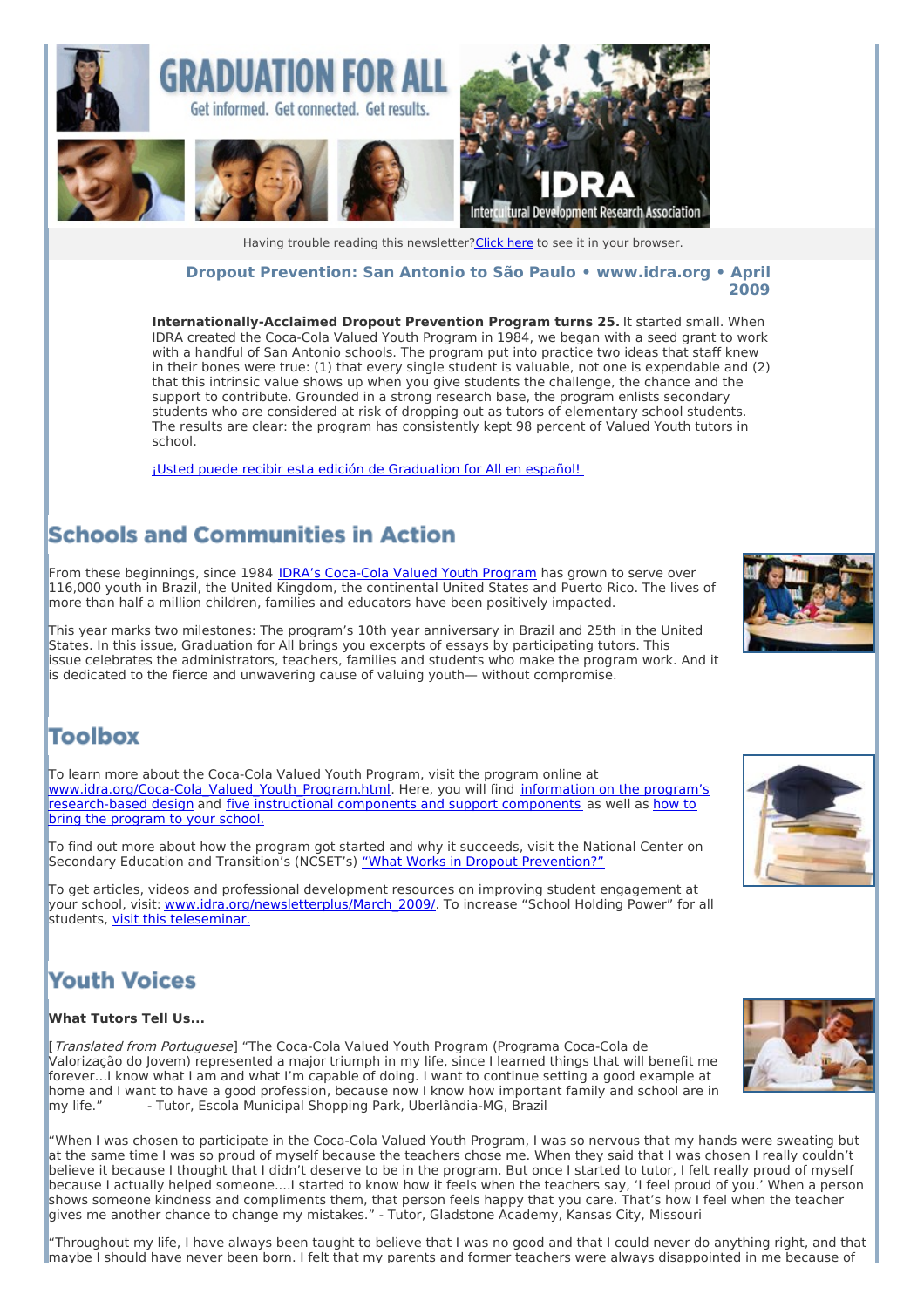# GRADUATION FOR ALL

Get informed. Get connected. Get results.

IDRA Intercultural Development Research Association

Having trouble reading this newsletter? Click here to see it in your browser.

**Dropout Prevention: San Antonio to São Paulo • www.idra.org • April 2009**

**Internationally-Acclaimed Dropout Prevention Program turns 25.** It started small. When IDRA created the Coca-Cola Valued Youth Program in 1984, we began with a seed grant to work with a handful of San Antonio schools. The program put into practice two ideas that staff knew in their bones were true: (1) that every single student is valuable, not one is expendable and (2) that this intrinsic value shows up when you give students the challenge, the chance and the support to contribute. Grounded in a strong research base, the program enlists secondary students who are considered at risk of dropping out as tutors of elementary school students. The results are clear: the program has consistently kept 98 percent of Valued Youth tutors in school.

¡Usted puede recibir esta edición de Graduation for All en español!

## Schools and Communities in Action

From these beginnings, since 1984 IDRA's Coca-Cola Valued Youth Program has grown to serve over 116,000 youth in Brazil, the United Kingdom, the continental United States and Puerto Rico. The lives of more than half a million children, families and educators have been positively impacted.

This year marks two milestones: The program's 10th year anniversary in Brazil and 25th in the United States. In this issue, Graduation for All brings you excerpts of essays by participating tutors. This issue celebrates the administrators, teachers, families and students who make the program work. And it is dedicated to the fierce and unwavering cause of valuing youth— without compromise.

## Toolbox

To learn more about the Coca-Cola Valued Youth Program, visit the program online at www.idra.org/Coca-Cola_Valued_Youth_Program.html. Here, you will find information on the program's research-based design and five instructional components and support components as well as how to bring the program to your school.

To find out more about how the program got started and why it succeeds, visit the National Center on Secondary Education and Transition's (NCSET's) "What Works in Dropout Prevention?"

To get articles, videos and professional development resources on improving student engagement at your school, visit: www.idra.org/newsletterplus/March_2009/. To increase "School Holding Power" for all students, visit this teleseminar.

## Youth Voices

**What Tutors Tell Us...**

[*Translated from Portuguese*] "The Coca-Cola Valued Youth Program (Programa Coca-Cola de Valorização do Jovem) represented a major triumph in my life, since I learned things that will benefit me forever...I know what I am and what I'm capable of doing. I want to continue setting a good example at home and I want to have a good profession, because now I know how important family and school are in my life." - Tutor, Escola Municipal Shopping Park, Uberlândia-MG, Brazil

"When I was chosen to participate in the Coca-Cola Valued Youth Program, I was so nervous that my hands were sweating but at the same time I was so proud of myself because the teachers chose me. When they said that I was chosen I really couldn't believe it because I thought that I didn't deserve to be in the program. But once I started to tutor, I felt really proud of myself because I actually helped someone....I started to know how it feels when the teachers say, 'I feel proud of you.' When a person shows someone kindness and compliments them, that person feels happy that you care. That's how I feel when the teacher gives me another chance to change my mistakes." - Tutor, Gladstone Academy, Kansas City, Missouri

"Throughout my life, I have always been taught to believe that I was no good and that I could never do anything right, and that maybe I should have never been born. I felt that my parents and former teachers were always disappointed in me because of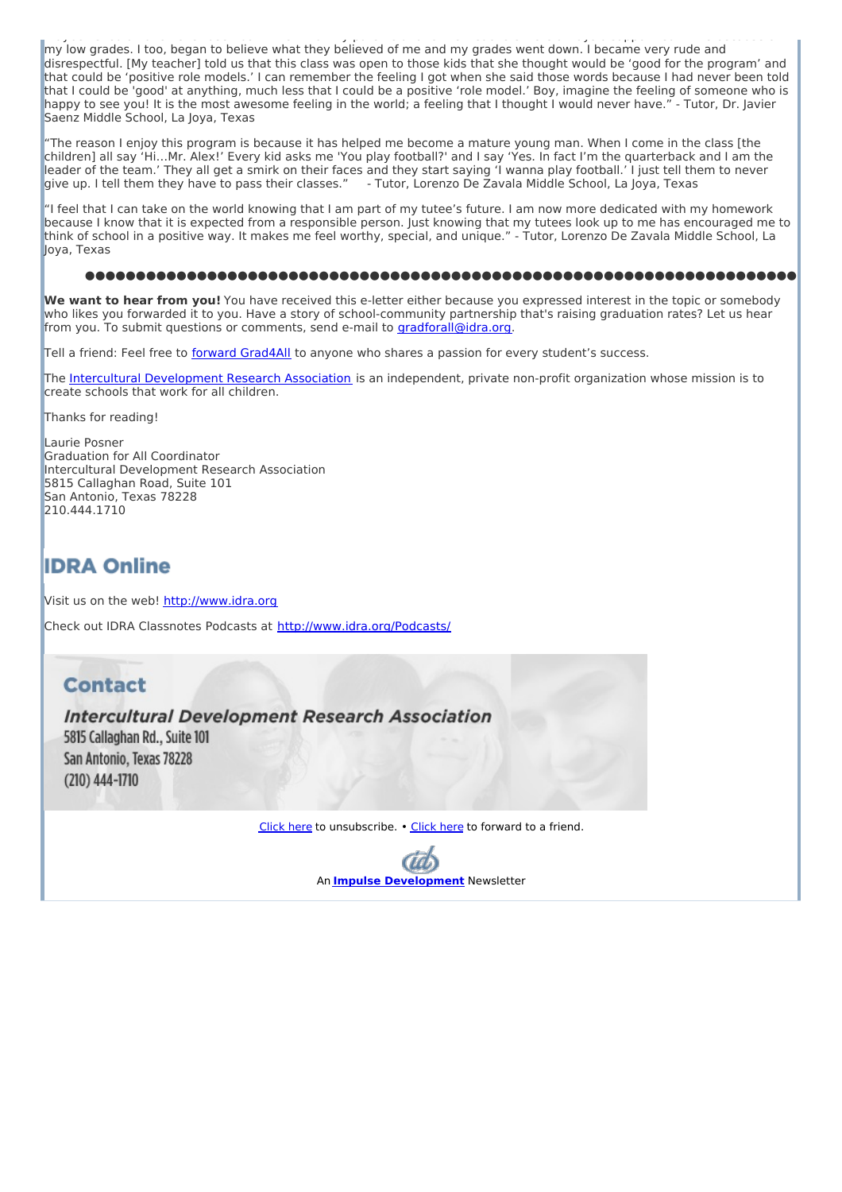my low grades. I too, began to believe what they believed of me and my grades went down. I became very rude and disrespectful. [My teacher] told us that this class was open to those kids that she thought would be 'good for the program' and that could be 'positive role models.' I can remember the feeling I got when she said those words because I had never been told that I could be 'good' at anything, much less that I could be a positive 'role model.' Boy, imagine the feeling of someone who is happy to see you! It is the most awesome feeling in the world; a feeling that I thought I would never have." - Tutor, Dr. Javier Saenz Middle School, La Joya, Texas

"The reason I enjoy this program is because it has helped me become a mature young man. When I come in the class [the children] all say 'Hi…Mr. Alex!' Every kid asks me 'You play football?' and I say 'Yes. In fact I'm the quarterback and I am the leader of the team.' They all get a smirk on their faces and they start saying 'I wanna play football.' I just tell them to never give up. I tell them they have to pass their classes." - Tutor, Lorenzo De Zavala Middle School, La Joya, Texas

"I feel that I can take on the world knowing that I am part of my tutee's future. I am now more dedicated with my homework because I know that it is expected from a responsible person. Just knowing that my tutees look up to me has encouraged me to think of school in a positive way. It makes me feel worthy, special, and unique." - Tutor, Lorenzo De Zavala Middle School, La Joya, Texas

●●●●●●●●●●●●●●●●●●●●●●●●●●●●●●●●●●●●●●●●●●●●●●●●●●●●●●●●●●●●●●●●●●●●●●●●●●●●●●●●

**We want to hear from you!** You have received this e-letter either because you expressed interest in the topic or somebody who likes you forwarded it to you. Have a story of school-community partnership that's raising graduation rates? Let us hear from you. To submit questions or comments, send e-mail to gradforall@idra.org.

Tell a friend: Feel free to forward Grad4All to anyone who shares a passion for every student's success.

The Intercultural Development Research Association is an independent, private non-profit organization whose mission is to create schools that work for all children.

Thanks for reading!

Laurie Posner
Graduation for All Coordinator
Intercultural Development Research Association
5815 Callaghan Road, Suite 101
San Antonio, Texas 78228
210.444.1710

## IDRA Online

Visit us on the web! http://www.idra.org

Check out IDRA Classnotes Podcasts at http://www.idra.org/Podcasts/

## Contact

***Intercultural Development Research Association***
5815 Callaghan Rd., Suite 101
San Antonio, Texas 78228
(210) 444-1710

Click here to unsubscribe. • Click here to forward to a friend.

An **Impulse Development** Newsletter